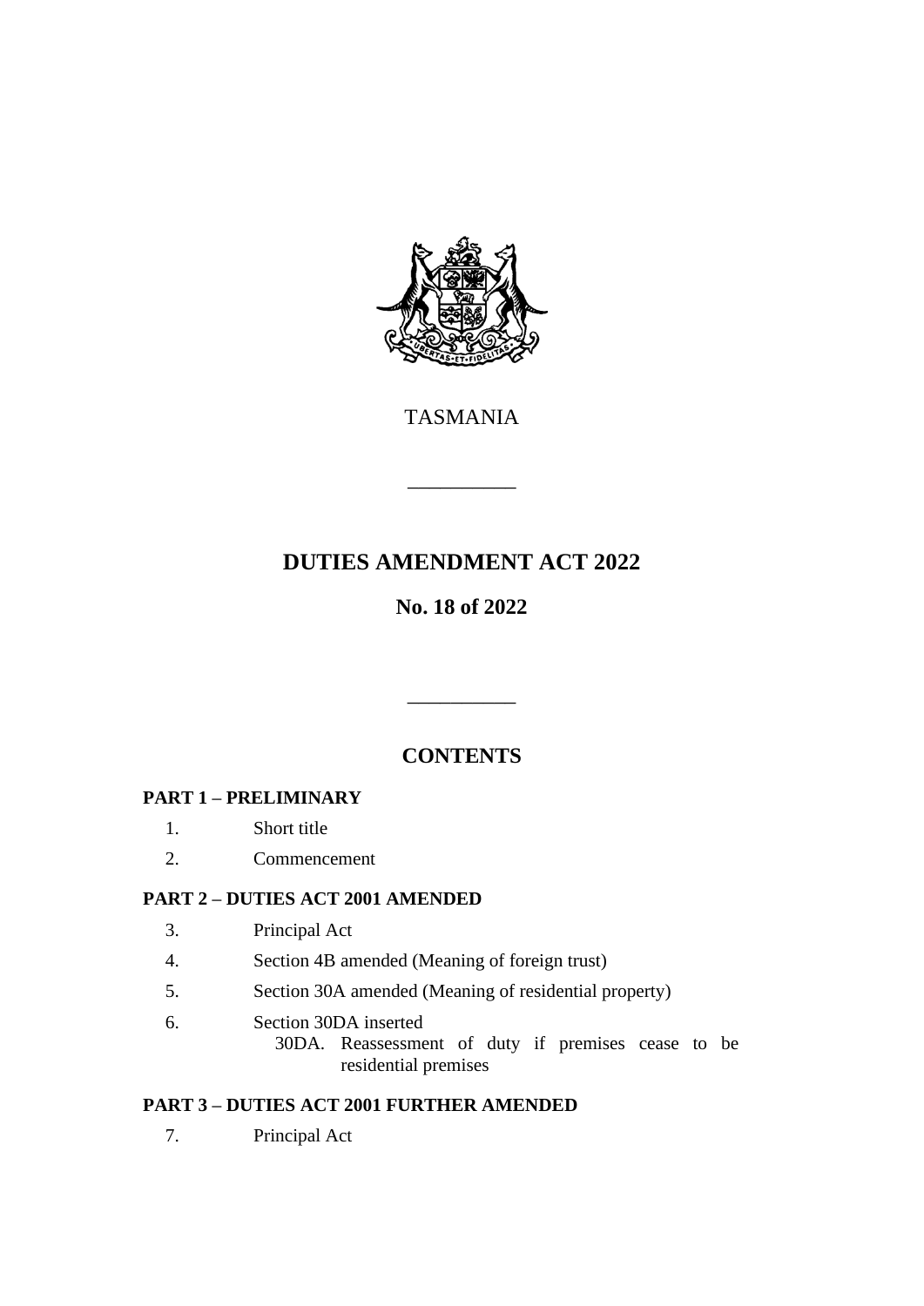TASMANIA

---

# DUTIES AMENDMENT ACT 2022

## No. 18 of 2022

---

## CONTENTS

**PART 1 – PRELIMINARY**

1. Short title
2. Commencement

**PART 2 – DUTIES ACT 2001 AMENDED**

3. Principal Act
4. Section 4B amended (Meaning of foreign trust)
5. Section 30A amended (Meaning of residential property)
6. Section 30DA inserted
   - 30DA. Reassessment of duty if premises cease to be residential premises

**PART 3 – DUTIES ACT 2001 FURTHER AMENDED**

7. Principal Act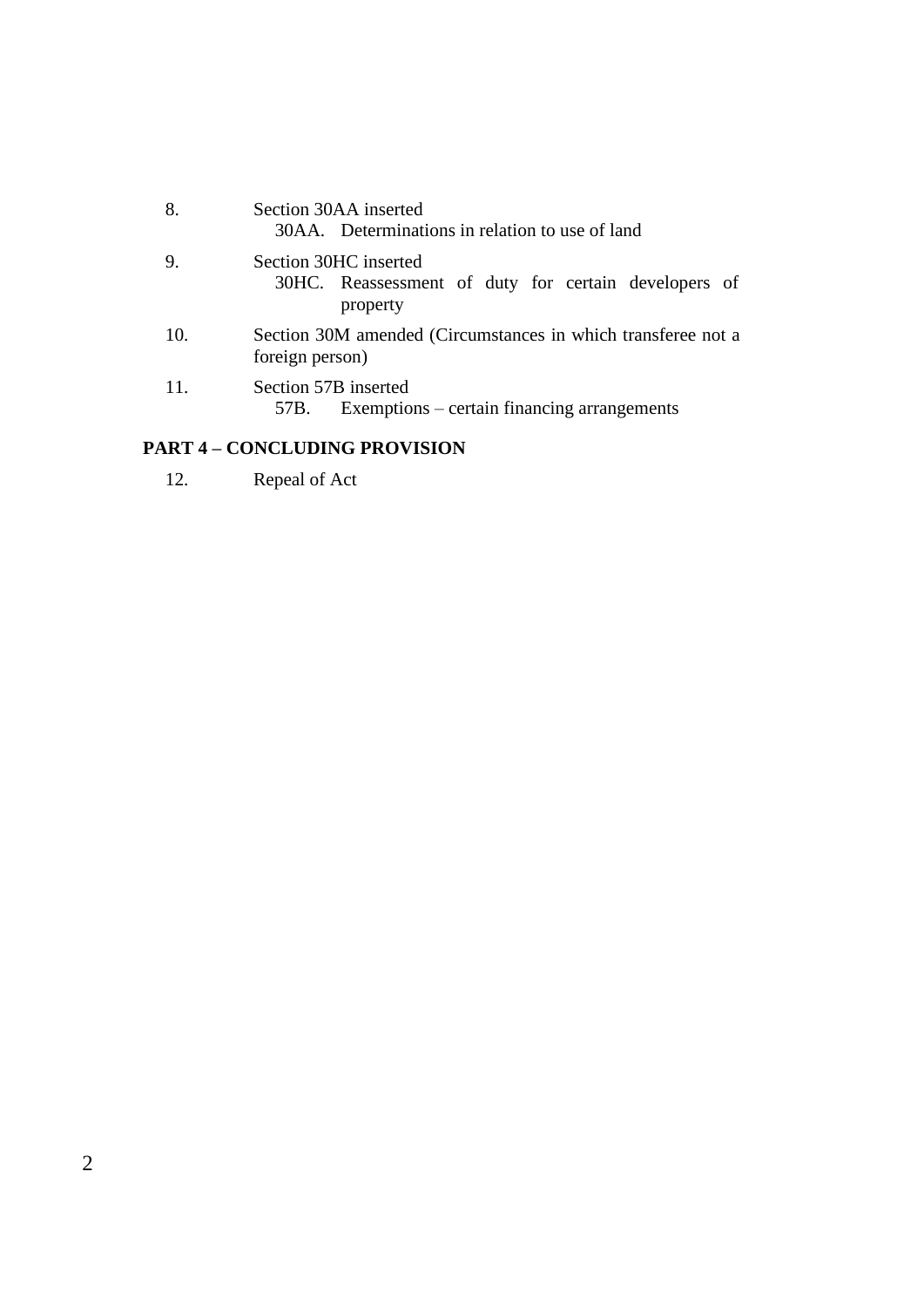8. Section 30AA inserted
   - 30AA. Determinations in relation to use of land
9. Section 30HC inserted
   - 30HC. Reassessment of duty for certain developers of property
10. Section 30M amended (Circumstances in which transferee not a foreign person)
11. Section 57B inserted
   - 57B. Exemptions – certain financing arrangements

**PART 4 – CONCLUDING PROVISION**

12. Repeal of Act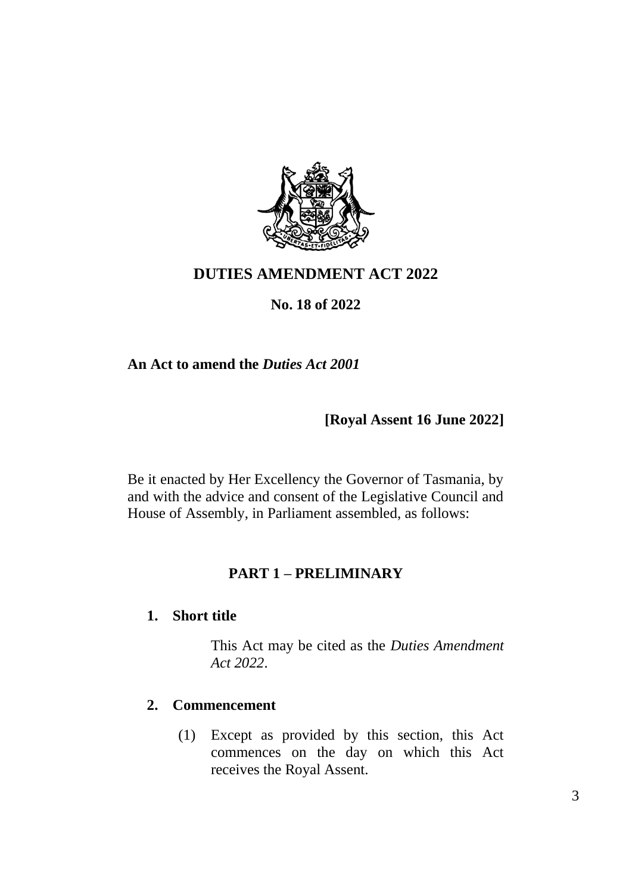# DUTIES AMENDMENT ACT 2022

## No. 18 of 2022

**An Act to amend the *Duties Act 2001***

**[Royal Assent 16 June 2022]**

Be it enacted by Her Excellency the Governor of Tasmania, by and with the advice and consent of the Legislative Council and House of Assembly, in Parliament assembled, as follows:

## PART 1 – PRELIMINARY

### 1. Short title

This Act may be cited as the *Duties Amendment Act 2022*.

### 2. Commencement

(1) Except as provided by this section, this Act commences on the day on which this Act receives the Royal Assent.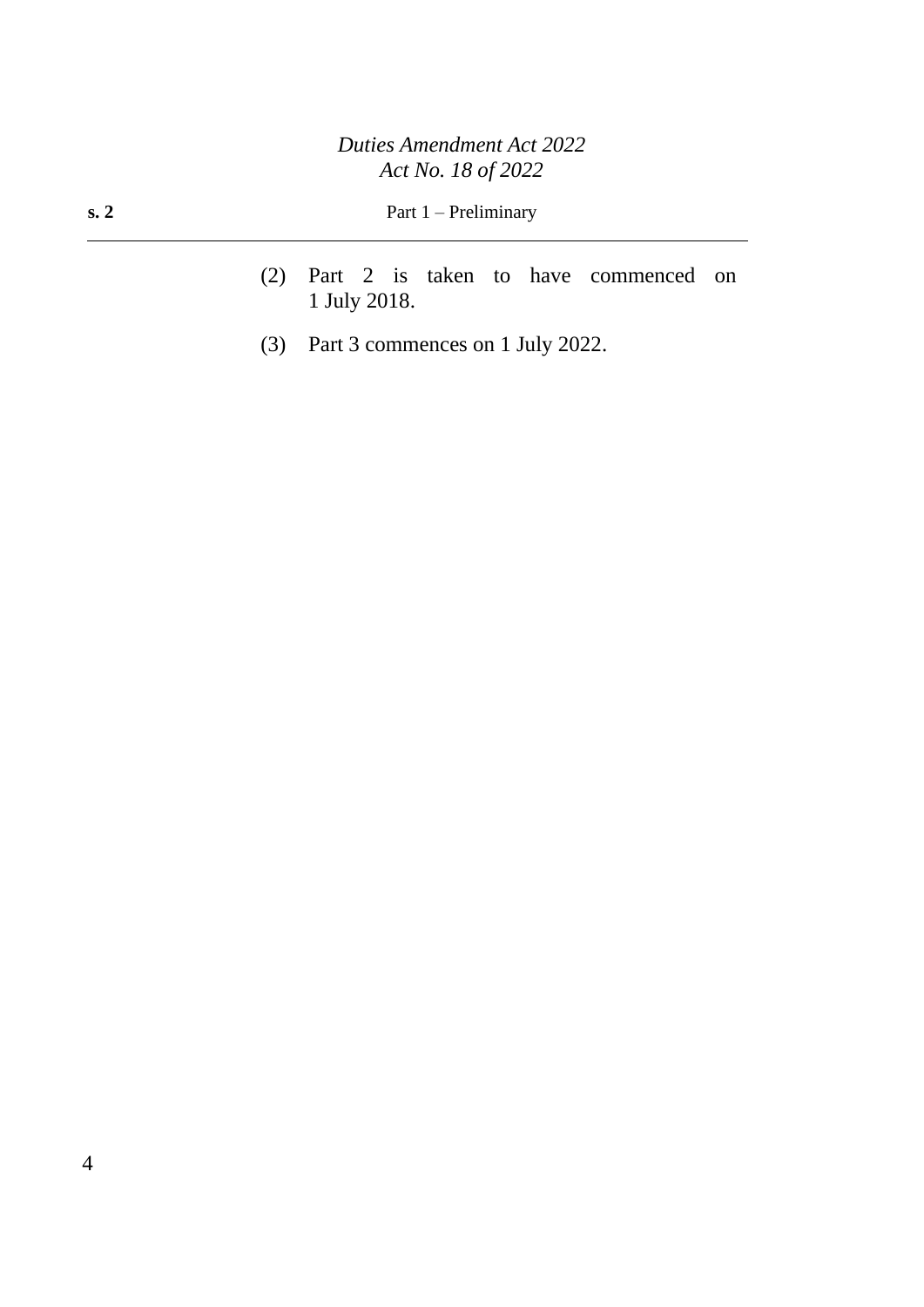(2) Part 2 is taken to have commenced on 1 July 2018.

(3) Part 3 commences on 1 July 2022.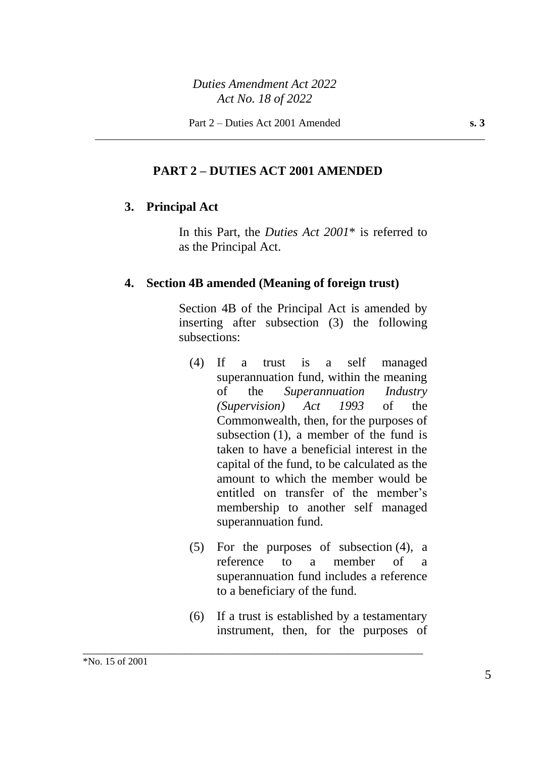## PART 2 – DUTIES ACT 2001 AMENDED

### 3. Principal Act

In this Part, the *Duties Act 2001*\* is referred to as the Principal Act.

### 4. Section 4B amended (Meaning of foreign trust)

Section 4B of the Principal Act is amended by inserting after subsection (3) the following subsections:

(4) If a trust is a self managed superannuation fund, within the meaning of the *Superannuation Industry (Supervision) Act 1993* of the Commonwealth, then, for the purposes of subsection (1), a member of the fund is taken to have a beneficial interest in the capital of the fund, to be calculated as the amount to which the member would be entitled on transfer of the member's membership to another self managed superannuation fund.

(5) For the purposes of subsection (4), a reference to a member of a superannuation fund includes a reference to a beneficiary of the fund.

(6) If a trust is established by a testamentary instrument, then, for the purposes of

---

\*No. 15 of 2001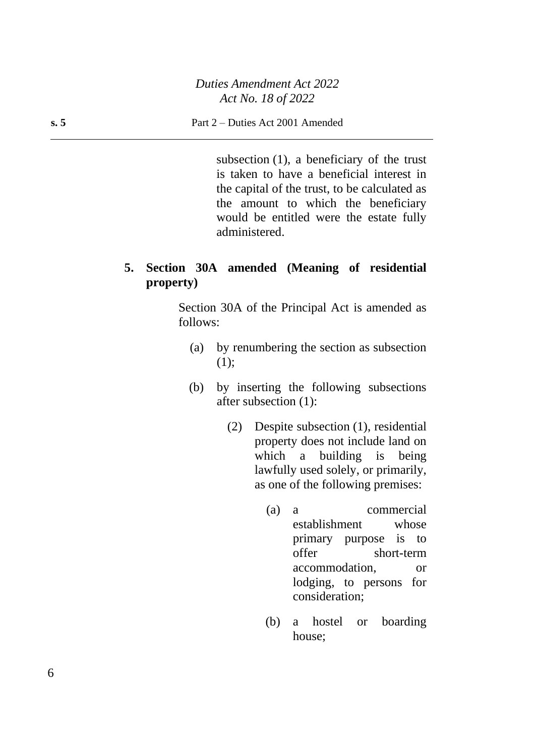subsection (1), a beneficiary of the trust is taken to have a beneficial interest in the capital of the trust, to be calculated as the amount to which the beneficiary would be entitled were the estate fully administered.

**5. Section 30A amended (Meaning of residential property)**

Section 30A of the Principal Act is amended as follows:

(a) by renumbering the section as subsection (1);

(b) by inserting the following subsections after subsection (1):

> (2) Despite subsection (1), residential property does not include land on which a building is being lawfully used solely, or primarily, as one of the following premises:
>
> > (a) a commercial establishment whose primary purpose is to offer short-term accommodation, or lodging, to persons for consideration;
> >
> > (b) a hostel or boarding house;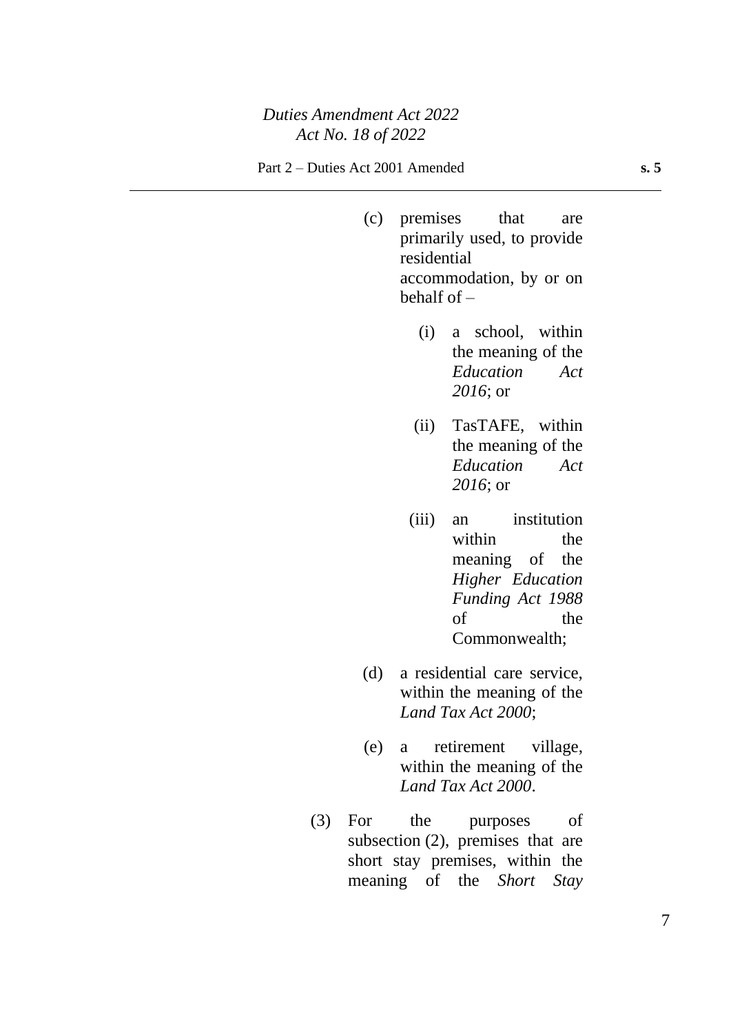(c) premises that are primarily used, to provide residential accommodation, by or on behalf of –

(i) a school, within the meaning of the *Education Act 2016*; or

(ii) TasTAFE, within the meaning of the *Education Act 2016*; or

(iii) an institution within the meaning of the *Higher Education Funding Act 1988* of the Commonwealth;

(d) a residential care service, within the meaning of the *Land Tax Act 2000*;

(e) a retirement village, within the meaning of the *Land Tax Act 2000*.

(3) For the purposes of subsection (2), premises that are short stay premises, within the meaning of the *Short Stay*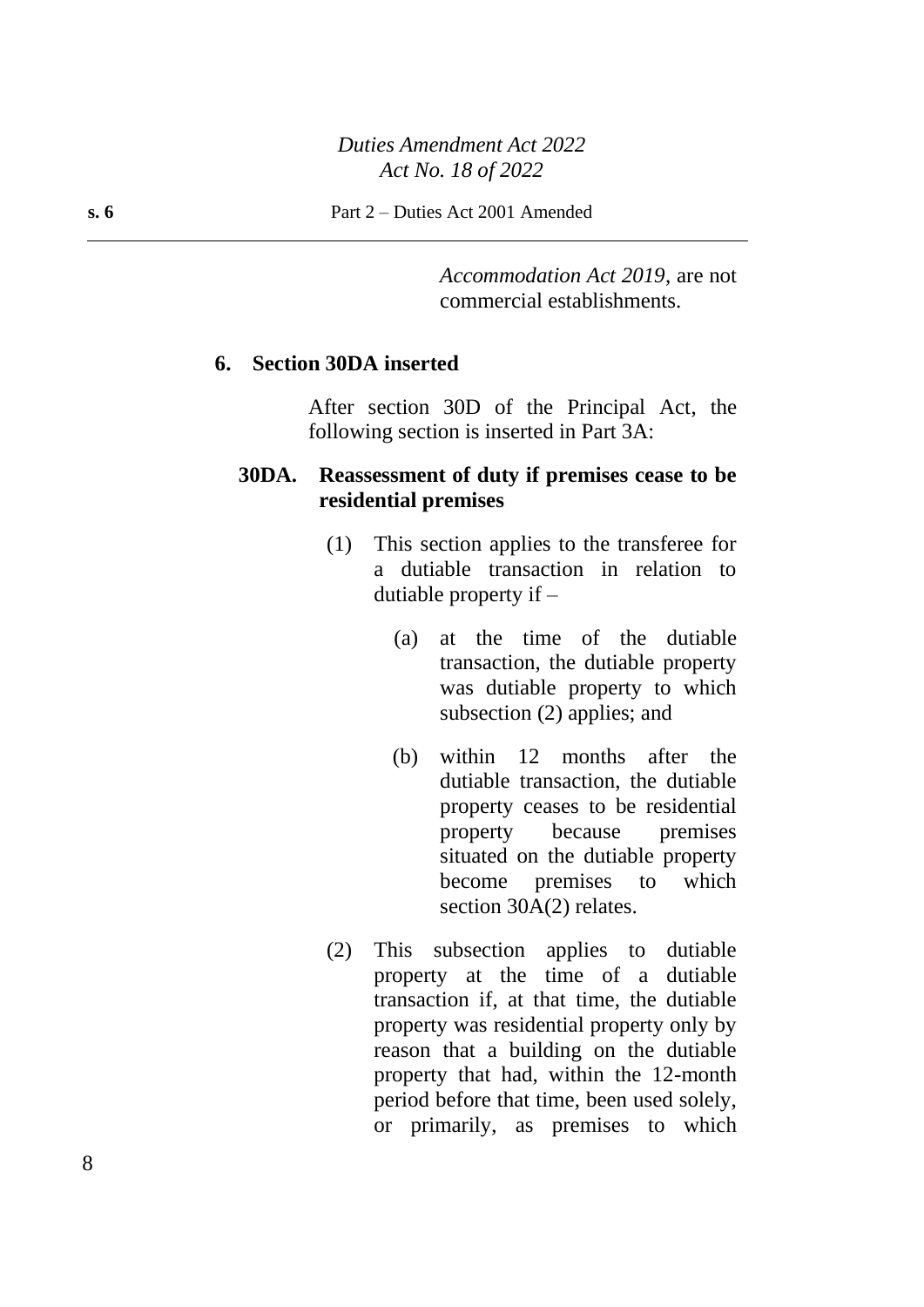*Accommodation Act 2019*, are not commercial establishments.

## 6. Section 30DA inserted

After section 30D of the Principal Act, the following section is inserted in Part 3A:

### 30DA. Reassessment of duty if premises cease to be residential premises

(1) This section applies to the transferee for a dutiable transaction in relation to dutiable property if –

(a) at the time of the dutiable transaction, the dutiable property was dutiable property to which subsection (2) applies; and

(b) within 12 months after the dutiable transaction, the dutiable property ceases to be residential property because premises situated on the dutiable property become premises to which section 30A(2) relates.

(2) This subsection applies to dutiable property at the time of a dutiable transaction if, at that time, the dutiable property was residential property only by reason that a building on the dutiable property that had, within the 12-month period before that time, been used solely, or primarily, as premises to which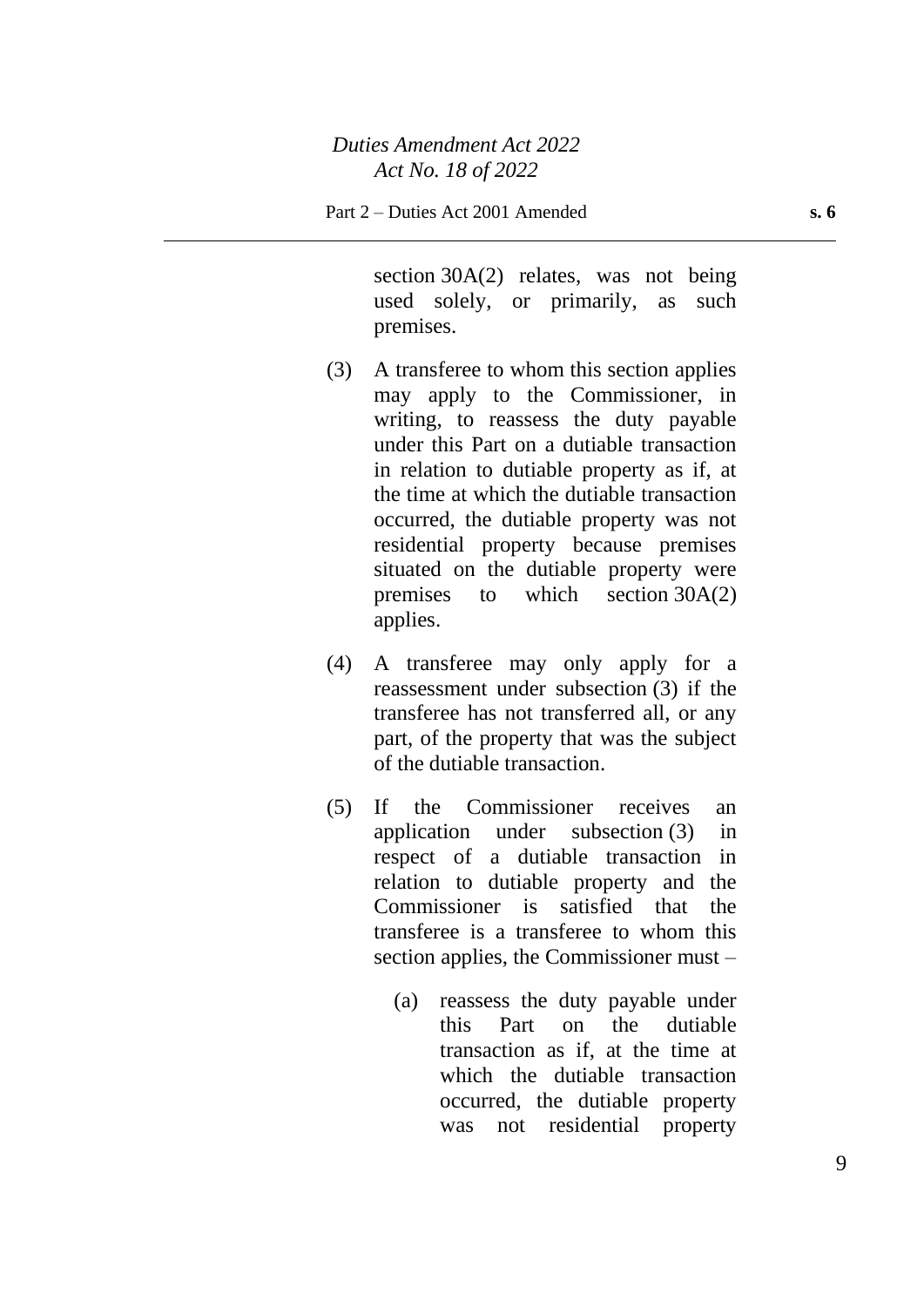section 30A(2) relates, was not being used solely, or primarily, as such premises.

(3) A transferee to whom this section applies may apply to the Commissioner, in writing, to reassess the duty payable under this Part on a dutiable transaction in relation to dutiable property as if, at the time at which the dutiable transaction occurred, the dutiable property was not residential property because premises situated on the dutiable property were premises to which section 30A(2) applies.

(4) A transferee may only apply for a reassessment under subsection (3) if the transferee has not transferred all, or any part, of the property that was the subject of the dutiable transaction.

(5) If the Commissioner receives an application under subsection (3) in respect of a dutiable transaction in relation to dutiable property and the Commissioner is satisfied that the transferee is a transferee to whom this section applies, the Commissioner must –

(a) reassess the duty payable under this Part on the dutiable transaction as if, at the time at which the dutiable transaction occurred, the dutiable property was not residential property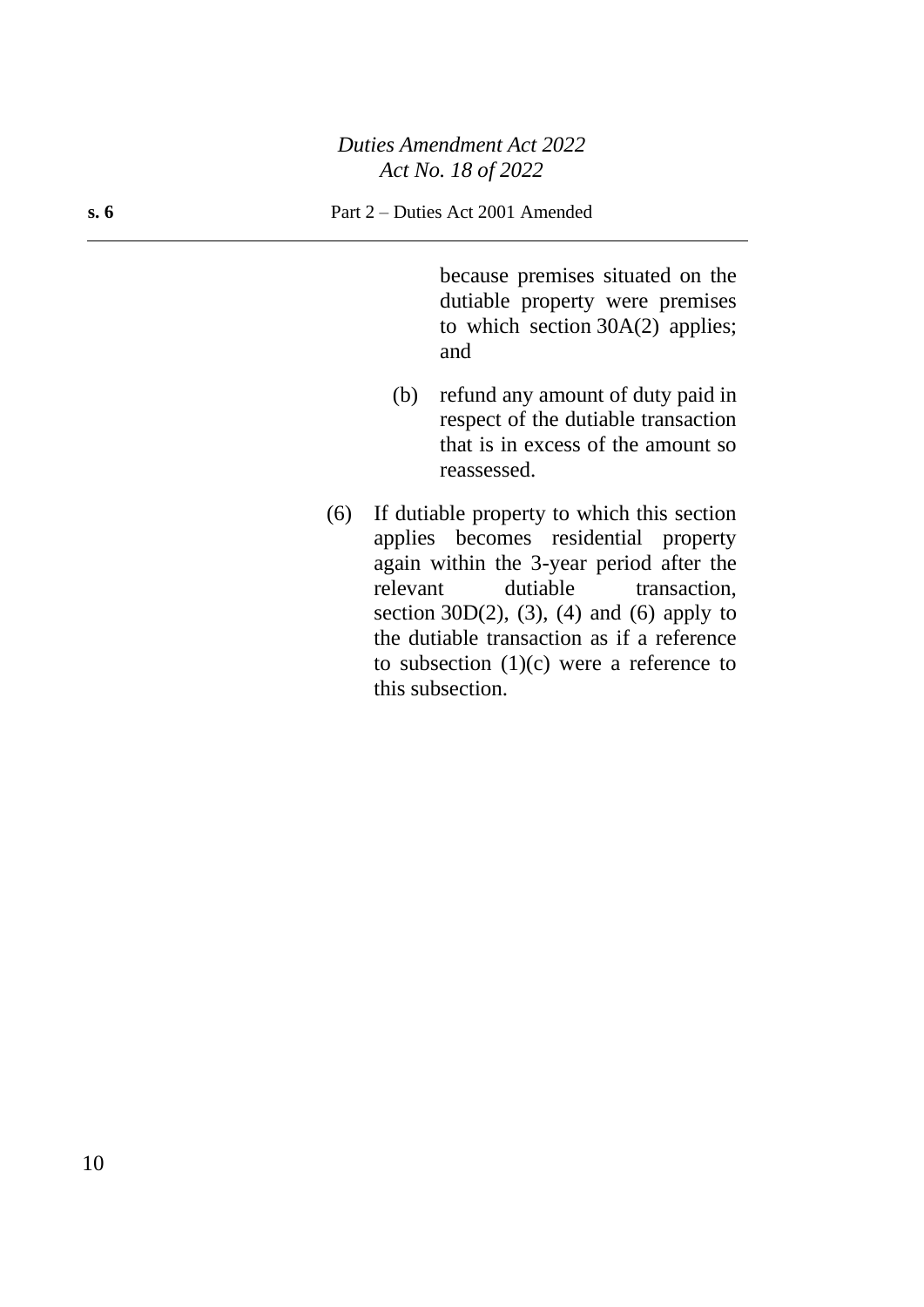because premises situated on the dutiable property were premises to which section 30A(2) applies; and

(b) refund any amount of duty paid in respect of the dutiable transaction that is in excess of the amount so reassessed.

(6) If dutiable property to which this section applies becomes residential property again within the 3-year period after the relevant dutiable transaction, section 30D(2), (3), (4) and (6) apply to the dutiable transaction as if a reference to subsection (1)(c) were a reference to this subsection.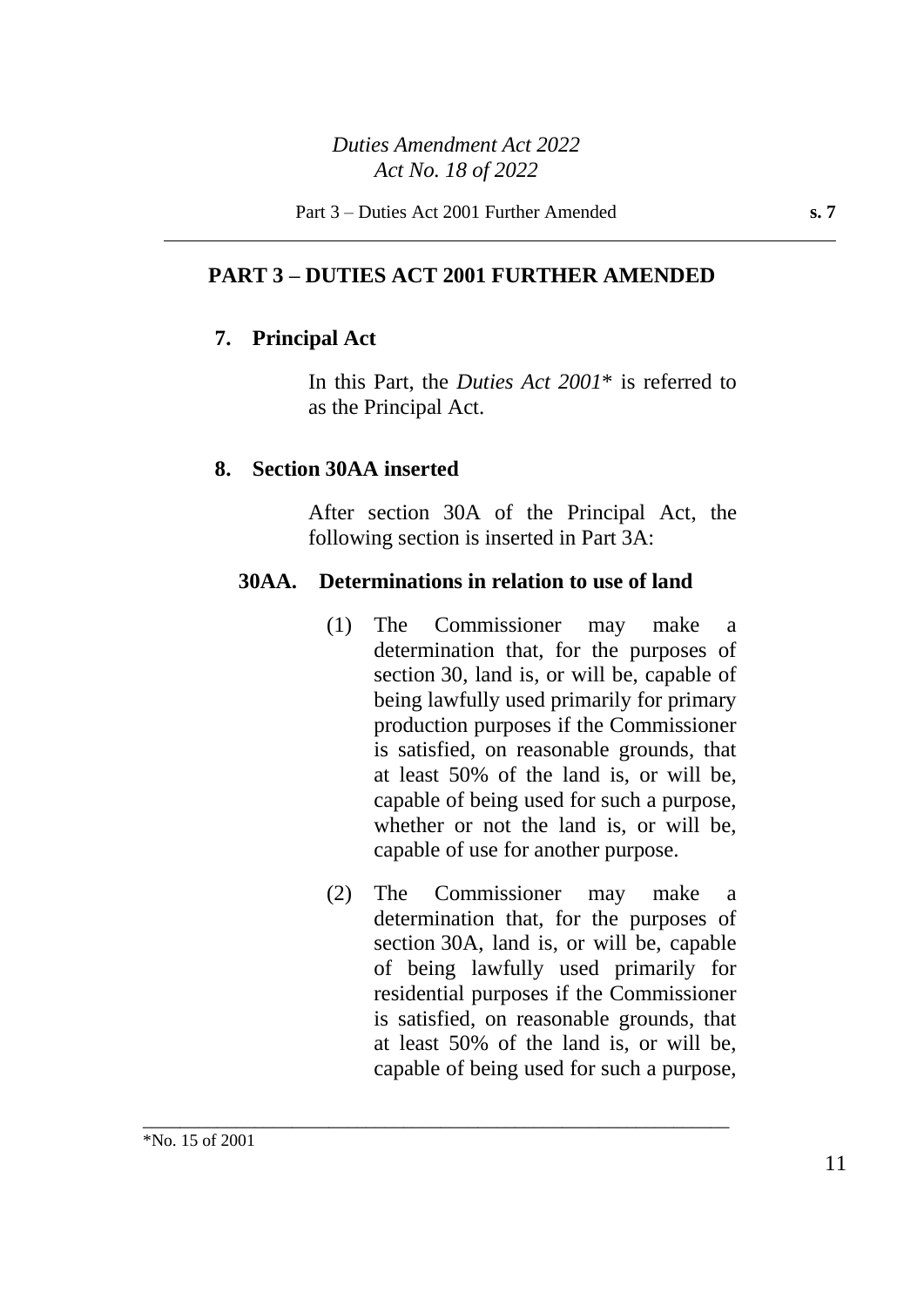## PART 3 – DUTIES ACT 2001 FURTHER AMENDED

### 7. Principal Act

In this Part, the *Duties Act 2001*\* is referred to as the Principal Act.

### 8. Section 30AA inserted

After section 30A of the Principal Act, the following section is inserted in Part 3A:

#### 30AA. Determinations in relation to use of land

(1) The Commissioner may make a determination that, for the purposes of section 30, land is, or will be, capable of being lawfully used primarily for primary production purposes if the Commissioner is satisfied, on reasonable grounds, that at least 50% of the land is, or will be, capable of being used for such a purpose, whether or not the land is, or will be, capable of use for another purpose.

(2) The Commissioner may make a determination that, for the purposes of section 30A, land is, or will be, capable of being lawfully used primarily for residential purposes if the Commissioner is satisfied, on reasonable grounds, that at least 50% of the land is, or will be, capable of being used for such a purpose,

---

\*No. 15 of 2001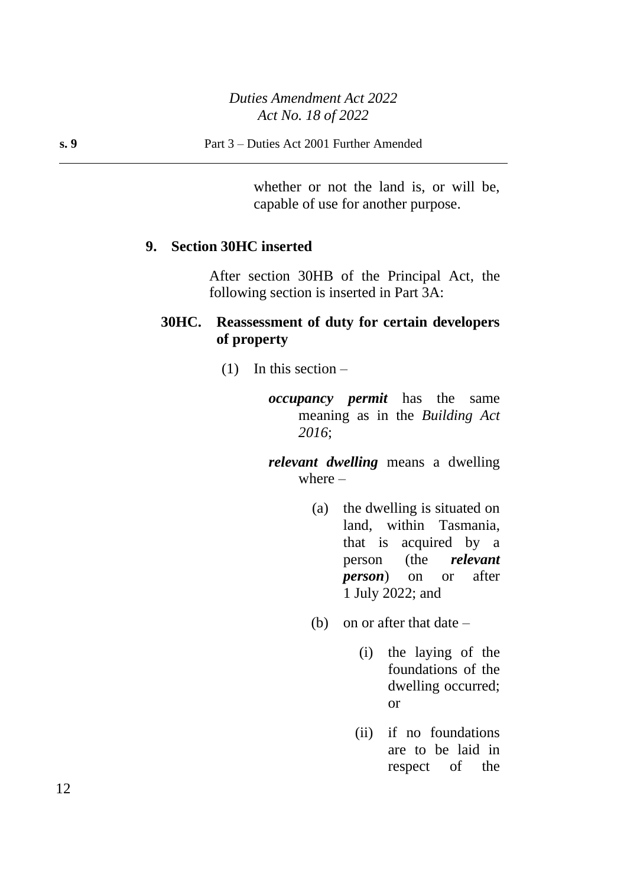whether or not the land is, or will be, capable of use for another purpose.

## 9. Section 30HC inserted

After section 30HB of the Principal Act, the following section is inserted in Part 3A:

### 30HC. Reassessment of duty for certain developers of property

(1) In this section –

***occupancy permit*** has the same meaning as in the *Building Act 2016*;

***relevant dwelling*** means a dwelling where –

(a) the dwelling is situated on land, within Tasmania, that is acquired by a person (the ***relevant person***) on or after 1 July 2022; and

(b) on or after that date –

(i) the laying of the foundations of the dwelling occurred; or

(ii) if no foundations are to be laid in respect of the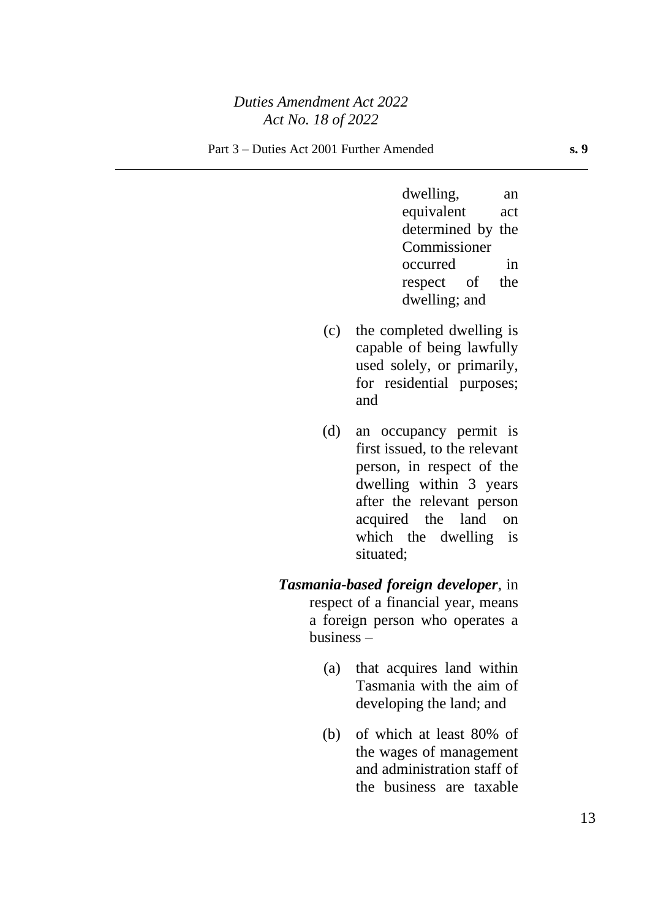dwelling, an equivalent act determined by the Commissioner occurred in respect of the dwelling; and

(c) the completed dwelling is capable of being lawfully used solely, or primarily, for residential purposes; and

(d) an occupancy permit is first issued, to the relevant person, in respect of the dwelling within 3 years after the relevant person acquired the land on which the dwelling is situated;

***Tasmania-based foreign developer***, in respect of a financial year, means a foreign person who operates a business –

(a) that acquires land within Tasmania with the aim of developing the land; and

(b) of which at least 80% of the wages of management and administration staff of the business are taxable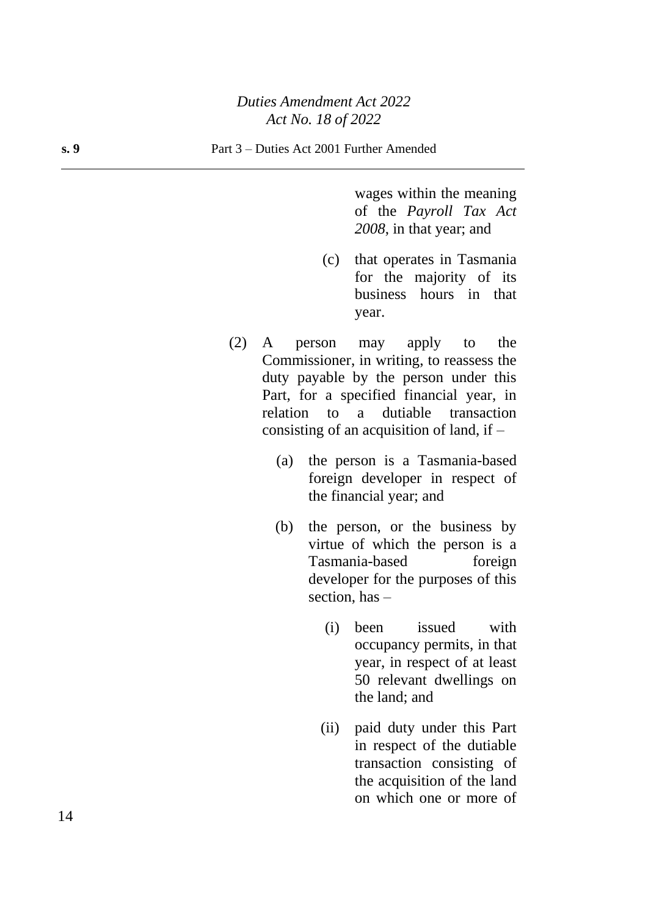wages within the meaning of the *Payroll Tax Act 2008*, in that year; and

(c) that operates in Tasmania for the majority of its business hours in that year.

(2) A person may apply to the Commissioner, in writing, to reassess the duty payable by the person under this Part, for a specified financial year, in relation to a dutiable transaction consisting of an acquisition of land, if –

(a) the person is a Tasmania-based foreign developer in respect of the financial year; and

(b) the person, or the business by virtue of which the person is a Tasmania-based foreign developer for the purposes of this section, has –

(i) been issued with occupancy permits, in that year, in respect of at least 50 relevant dwellings on the land; and

(ii) paid duty under this Part in respect of the dutiable transaction consisting of the acquisition of the land on which one or more of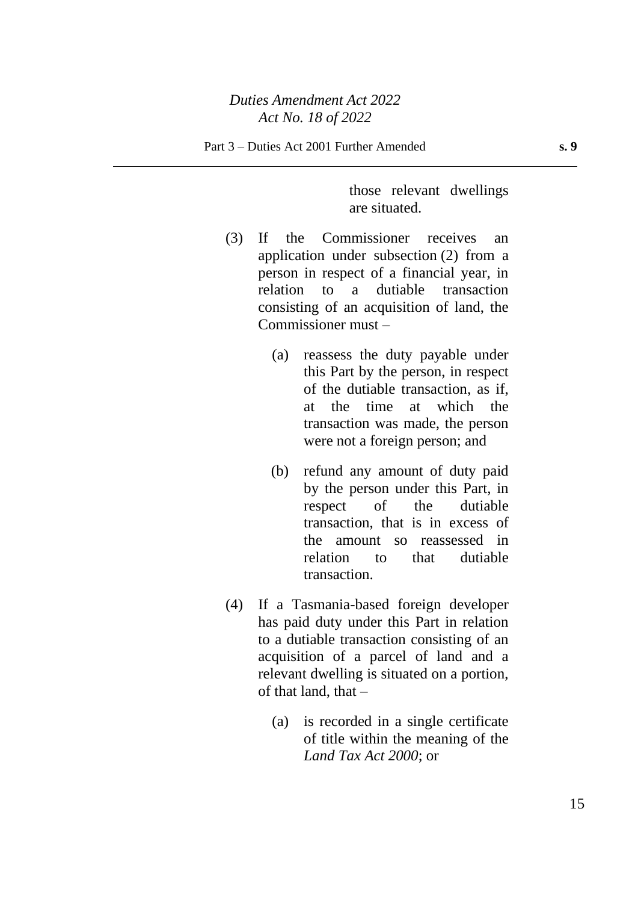those relevant dwellings are situated.

(3) If the Commissioner receives an application under subsection (2) from a person in respect of a financial year, in relation to a dutiable transaction consisting of an acquisition of land, the Commissioner must –

(a) reassess the duty payable under this Part by the person, in respect of the dutiable transaction, as if, at the time at which the transaction was made, the person were not a foreign person; and

(b) refund any amount of duty paid by the person under this Part, in respect of the dutiable transaction, that is in excess of the amount so reassessed in relation to that dutiable transaction.

(4) If a Tasmania-based foreign developer has paid duty under this Part in relation to a dutiable transaction consisting of an acquisition of a parcel of land and a relevant dwelling is situated on a portion, of that land, that –

(a) is recorded in a single certificate of title within the meaning of the *Land Tax Act 2000*; or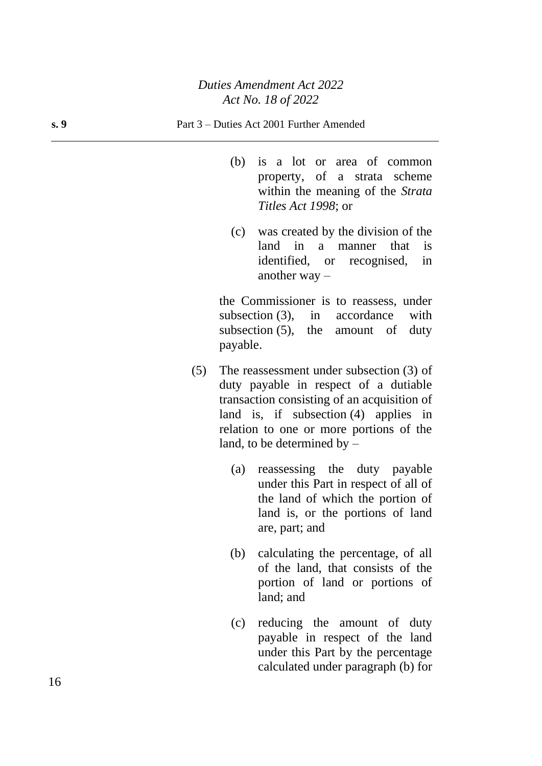(b) is a lot or area of common property, of a strata scheme within the meaning of the *Strata Titles Act 1998*; or

(c) was created by the division of the land in a manner that is identified, or recognised, in another way –

the Commissioner is to reassess, under subsection (3), in accordance with subsection (5), the amount of duty payable.

(5) The reassessment under subsection (3) of duty payable in respect of a dutiable transaction consisting of an acquisition of land is, if subsection (4) applies in relation to one or more portions of the land, to be determined by –

(a) reassessing the duty payable under this Part in respect of all of the land of which the portion of land is, or the portions of land are, part; and

(b) calculating the percentage, of all of the land, that consists of the portion of land or portions of land; and

(c) reducing the amount of duty payable in respect of the land under this Part by the percentage calculated under paragraph (b) for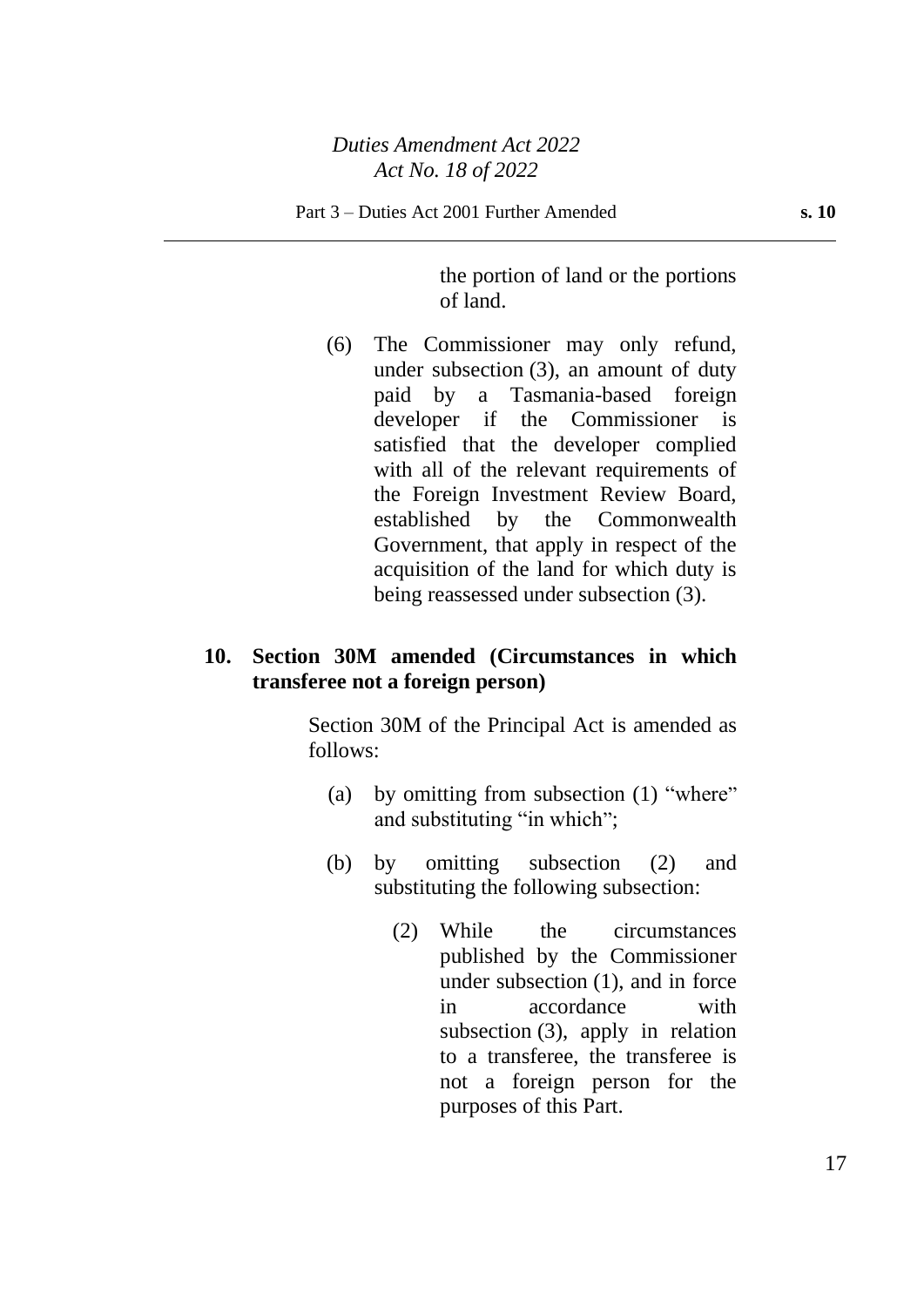the portion of land or the portions of land.

(6) The Commissioner may only refund, under subsection (3), an amount of duty paid by a Tasmania-based foreign developer if the Commissioner is satisfied that the developer complied with all of the relevant requirements of the Foreign Investment Review Board, established by the Commonwealth Government, that apply in respect of the acquisition of the land for which duty is being reassessed under subsection (3).

**10. Section 30M amended (Circumstances in which transferee not a foreign person)**

Section 30M of the Principal Act is amended as follows:

(a) by omitting from subsection (1) "where" and substituting "in which";

(b) by omitting subsection (2) and substituting the following subsection:

(2) While the circumstances published by the Commissioner under subsection (1), and in force in accordance with subsection (3), apply in relation to a transferee, the transferee is not a foreign person for the purposes of this Part.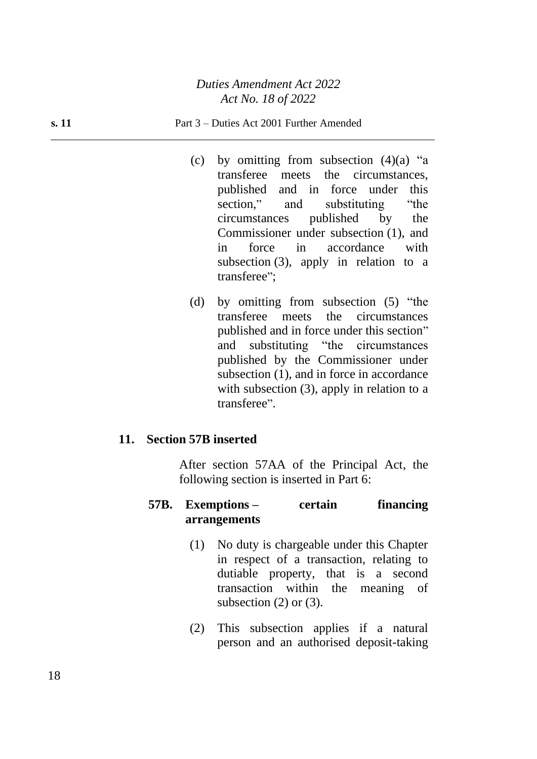(c) by omitting from subsection (4)(a) "a transferee meets the circumstances, published and in force under this section," and substituting "the circumstances published by the Commissioner under subsection (1), and in force in accordance with subsection (3), apply in relation to a transferee";

(d) by omitting from subsection (5) "the transferee meets the circumstances published and in force under this section" and substituting "the circumstances published by the Commissioner under subsection (1), and in force in accordance with subsection (3), apply in relation to a transferee".

## 11. Section 57B inserted

After section 57AA of the Principal Act, the following section is inserted in Part 6:

### 57B. Exemptions – certain financing arrangements

(1) No duty is chargeable under this Chapter in respect of a transaction, relating to dutiable property, that is a second transaction within the meaning of subsection (2) or (3).

(2) This subsection applies if a natural person and an authorised deposit-taking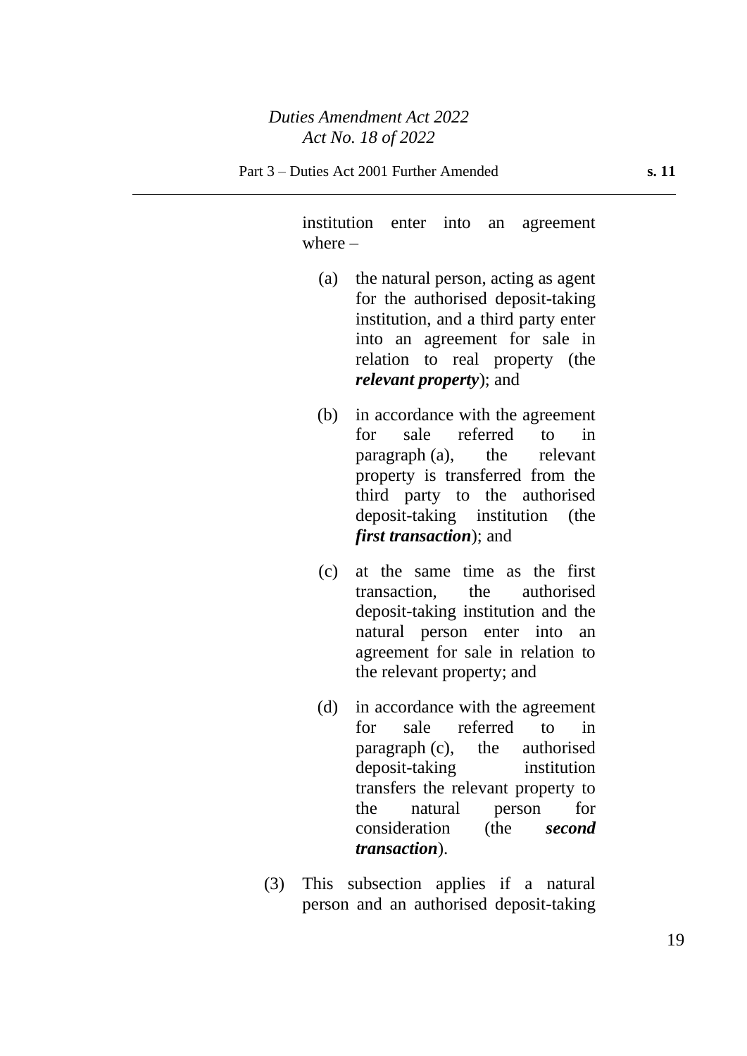institution enter into an agreement where –

(a) the natural person, acting as agent for the authorised deposit-taking institution, and a third party enter into an agreement for sale in relation to real property (the ***relevant property***); and

(b) in accordance with the agreement for sale referred to in paragraph (a), the relevant property is transferred from the third party to the authorised deposit-taking institution (the ***first transaction***); and

(c) at the same time as the first transaction, the authorised deposit-taking institution and the natural person enter into an agreement for sale in relation to the relevant property; and

(d) in accordance with the agreement for sale referred to in paragraph (c), the authorised deposit-taking institution transfers the relevant property to the natural person for consideration (the ***second transaction***).

(3) This subsection applies if a natural person and an authorised deposit-taking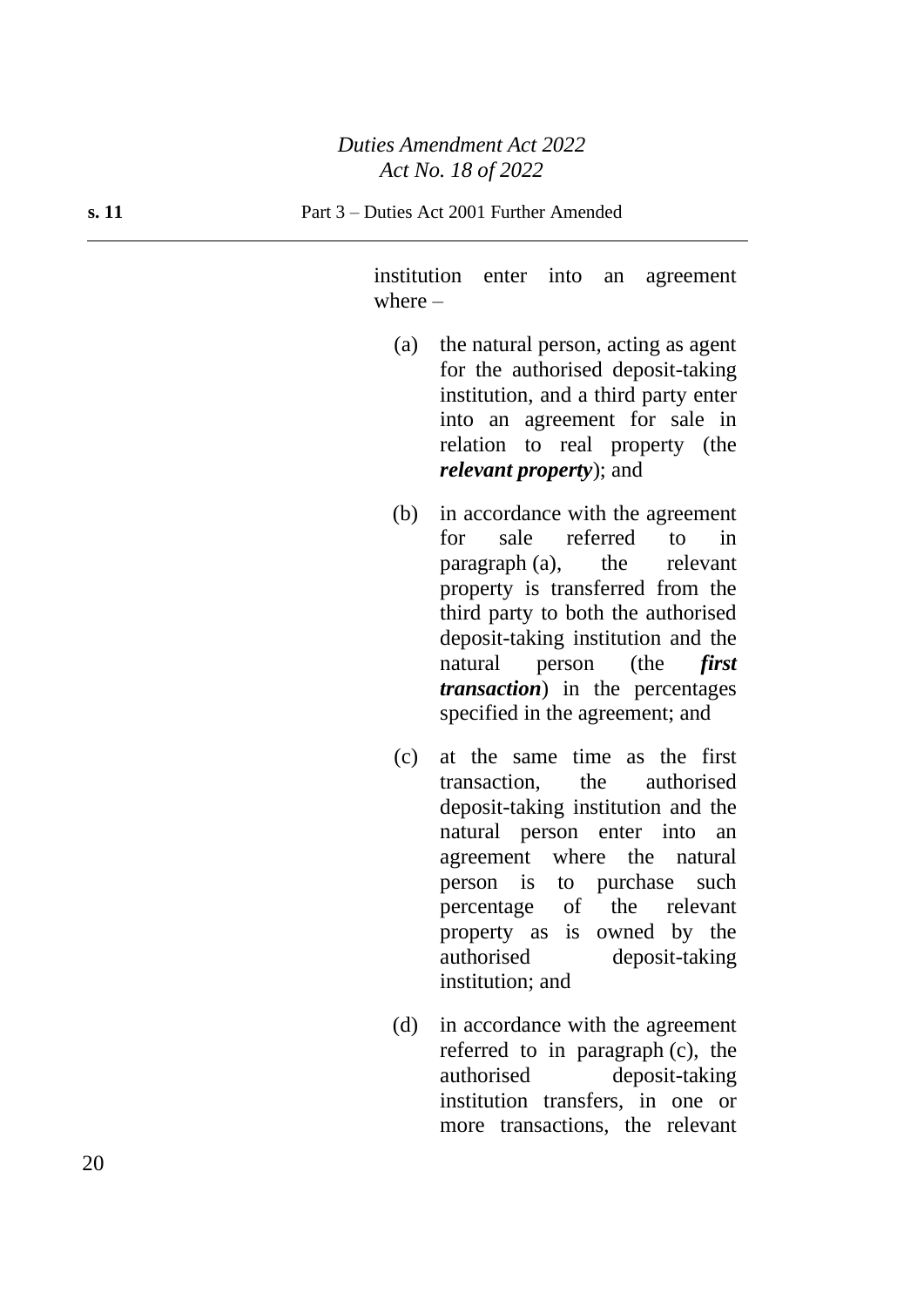institution enter into an agreement where –

(a) the natural person, acting as agent for the authorised deposit-taking institution, and a third party enter into an agreement for sale in relation to real property (the ***relevant property***); and

(b) in accordance with the agreement for sale referred to in paragraph (a), the relevant property is transferred from the third party to both the authorised deposit-taking institution and the natural person (the ***first transaction***) in the percentages specified in the agreement; and

(c) at the same time as the first transaction, the authorised deposit-taking institution and the natural person enter into an agreement where the natural person is to purchase such percentage of the relevant property as is owned by the authorised deposit-taking institution; and

(d) in accordance with the agreement referred to in paragraph (c), the authorised deposit-taking institution transfers, in one or more transactions, the relevant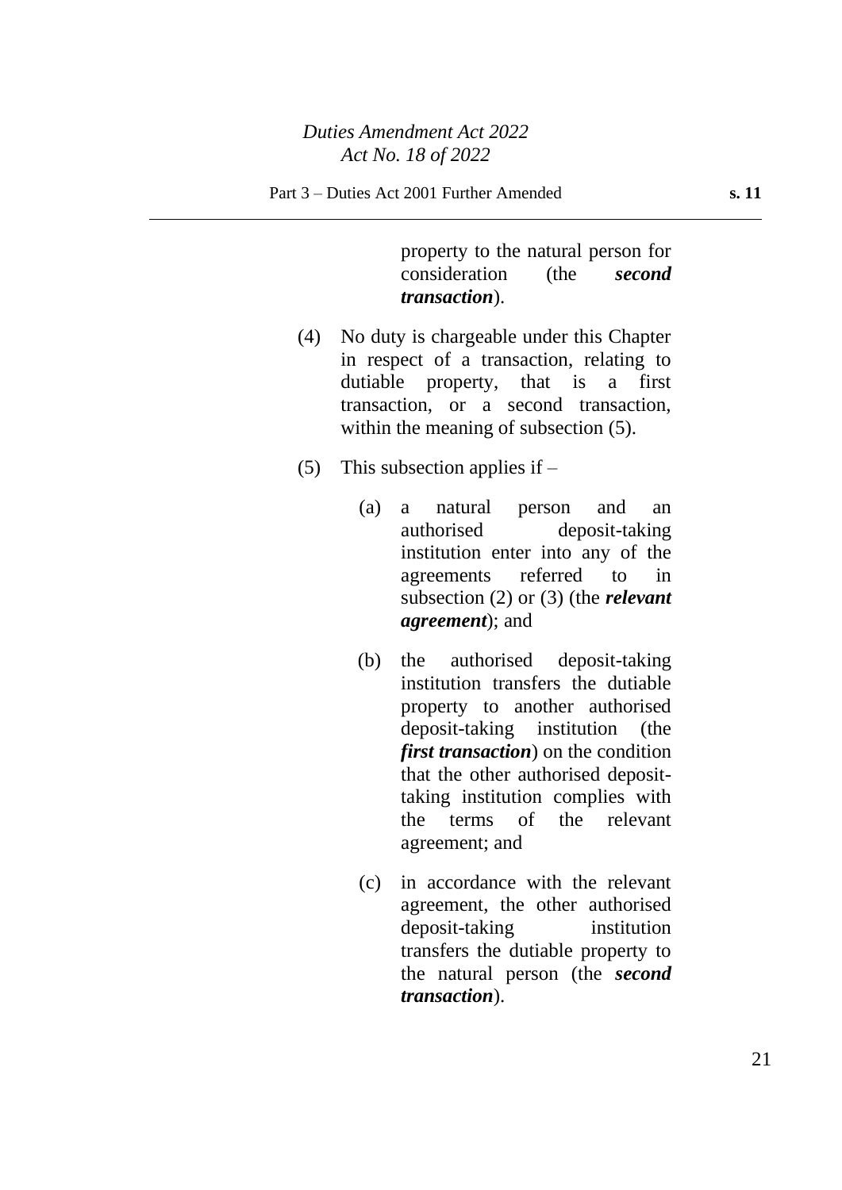property to the natural person for consideration (the ***second transaction***).

(4) No duty is chargeable under this Chapter in respect of a transaction, relating to dutiable property, that is a first transaction, or a second transaction, within the meaning of subsection (5).

(5) This subsection applies if –

(a) a natural person and an authorised deposit-taking institution enter into any of the agreements referred to in subsection (2) or (3) (the ***relevant agreement***); and

(b) the authorised deposit-taking institution transfers the dutiable property to another authorised deposit-taking institution (the ***first transaction***) on the condition that the other authorised deposit-taking institution complies with the terms of the relevant agreement; and

(c) in accordance with the relevant agreement, the other authorised deposit-taking institution transfers the dutiable property to the natural person (the ***second transaction***).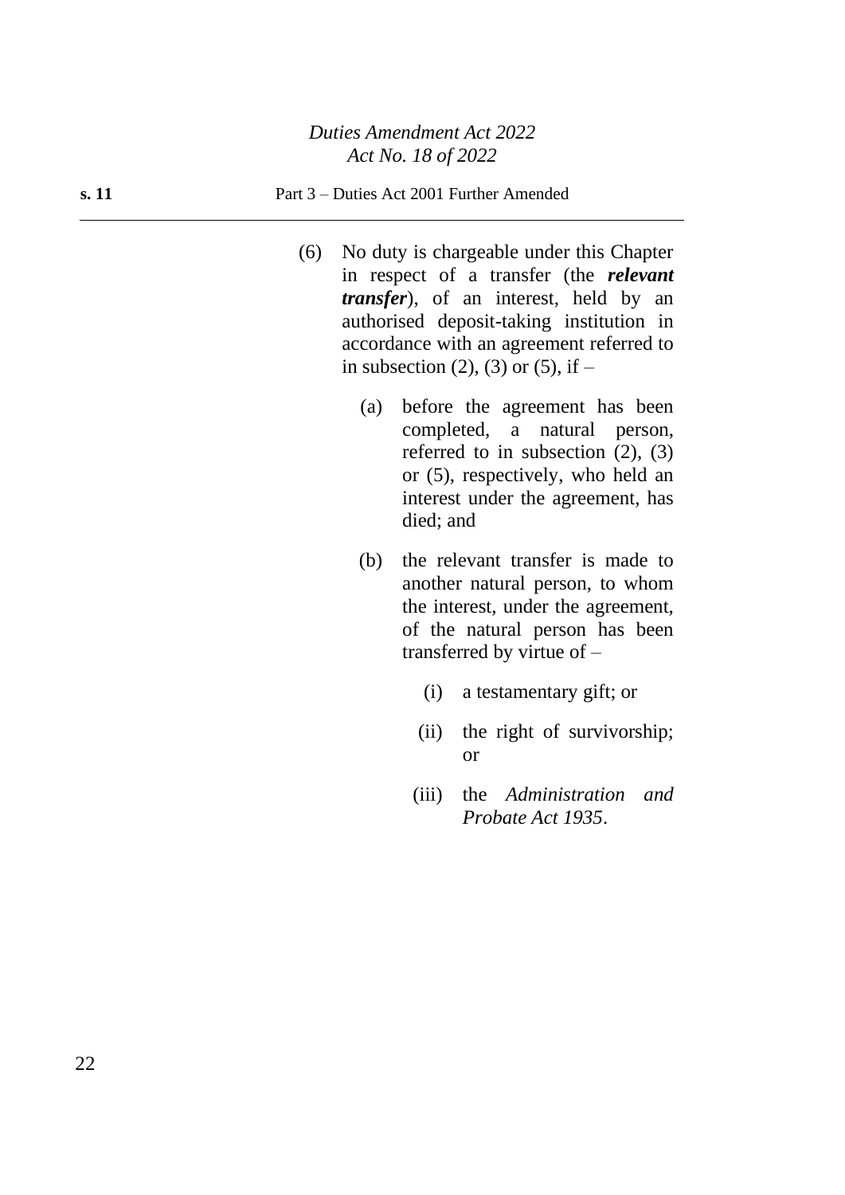(6) No duty is chargeable under this Chapter in respect of a transfer (the ***relevant transfer***), of an interest, held by an authorised deposit-taking institution in accordance with an agreement referred to in subsection (2), (3) or (5), if –

(a) before the agreement has been completed, a natural person, referred to in subsection (2), (3) or (5), respectively, who held an interest under the agreement, has died; and

(b) the relevant transfer is made to another natural person, to whom the interest, under the agreement, of the natural person has been transferred by virtue of –

(i) a testamentary gift; or

(ii) the right of survivorship; or

(iii) the *Administration and Probate Act 1935*.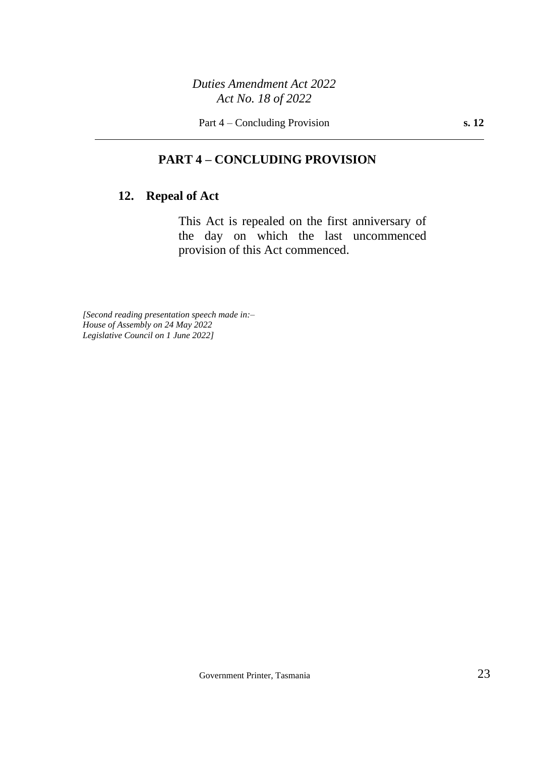## PART 4 – CONCLUDING PROVISION

### 12. Repeal of Act

This Act is repealed on the first anniversary of the day on which the last uncommenced provision of this Act commenced.

*[Second reading presentation speech made in:–*
*House of Assembly on 24 May 2022*
*Legislative Council on 1 June 2022]*